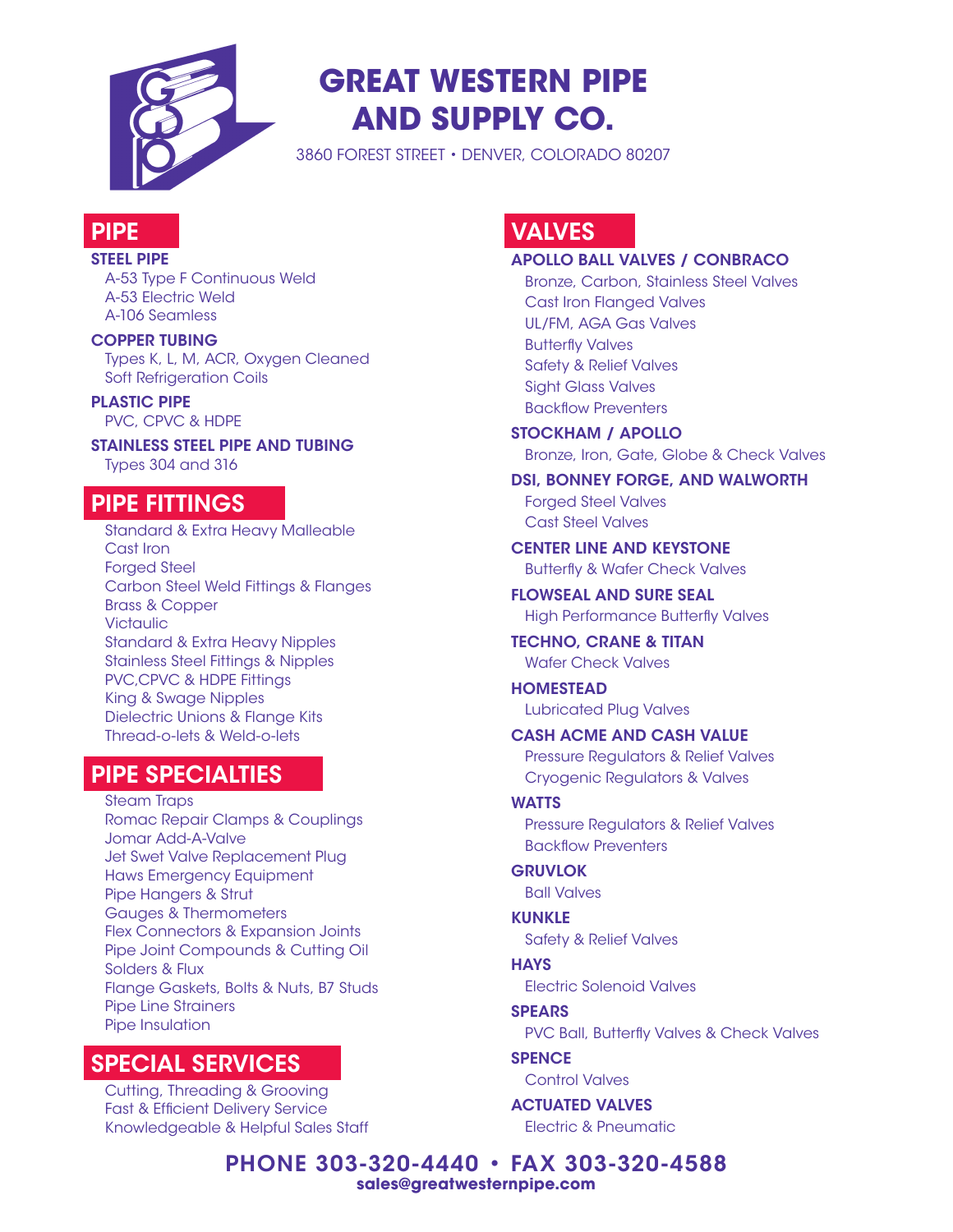# GREAT WESTERN PIPE AND SUPPLY CO.

3860 FOREST STREET • DENVER, COLORADO 80207

## PIPE

**STEEL PIPE**
- A-53 Type F Continuous Weld
- A-53 Electric Weld
- A-106 Seamless

**COPPER TUBING**
- Types K, L, M, ACR, Oxygen Cleaned
- Soft Refrigeration Coils

**PLASTIC PIPE**
- PVC, CPVC & HDPE

**STAINLESS STEEL PIPE AND TUBING**
- Types 304 and 316

## PIPE FITTINGS

- Standard & Extra Heavy Malleable
- Cast Iron
- Forged Steel
- Carbon Steel Weld Fittings & Flanges
- Brass & Copper
- Victaulic
- Standard & Extra Heavy Nipples
- Stainless Steel Fittings & Nipples
- PVC,CPVC & HDPE Fittings
- King & Swage Nipples
- Dielectric Unions & Flange Kits
- Thread-o-lets & Weld-o-lets

## PIPE SPECIALTIES

- Steam Traps
- Romac Repair Clamps & Couplings
- Jomar Add-A-Valve
- Jet Swet Valve Replacement Plug
- Haws Emergency Equipment
- Pipe Hangers & Strut
- Gauges & Thermometers
- Flex Connectors & Expansion Joints
- Pipe Joint Compounds & Cutting Oil
- Solders & Flux
- Flange Gaskets, Bolts & Nuts, B7 Studs
- Pipe Line Strainers
- Pipe Insulation

## SPECIAL SERVICES

- Cutting, Threading & Grooving
- Fast & Efficient Delivery Service
- Knowledgeable & Helpful Sales Staff

## VALVES

**APOLLO BALL VALVES / CONBRACO**
- Bronze, Carbon, Stainless Steel Valves
- Cast Iron Flanged Valves
- UL/FM, AGA Gas Valves
- Butterfly Valves
- Safety & Relief Valves
- Sight Glass Valves
- Backflow Preventers

**STOCKHAM / APOLLO**
- Bronze, Iron, Gate, Globe & Check Valves

**DSI, BONNEY FORGE, AND WALWORTH**
- Forged Steel Valves
- Cast Steel Valves

**CENTER LINE AND KEYSTONE**
- Butterfly & Wafer Check Valves

**FLOWSEAL AND SURE SEAL**
- High Performance Butterfly Valves

**TECHNO, CRANE & TITAN**
- Wafer Check Valves

**HOMESTEAD**
- Lubricated Plug Valves

**CASH ACME AND CASH VALUE**
- Pressure Regulators & Relief Valves
- Cryogenic Regulators & Valves

**WATTS**
- Pressure Regulators & Relief Valves
- Backflow Preventers

**GRUVLOK**
- Ball Valves

**KUNKLE**
- Safety & Relief Valves

**HAYS**
- Electric Solenoid Valves

**SPEARS**
- PVC Ball, Butterfly Valves & Check Valves

**SPENCE**
- Control Valves

**ACTUATED VALVES**
- Electric & Pneumatic

**PHONE 303-320-4440 • FAX 303-320-4588**
**sales@greatwesternpipe.com**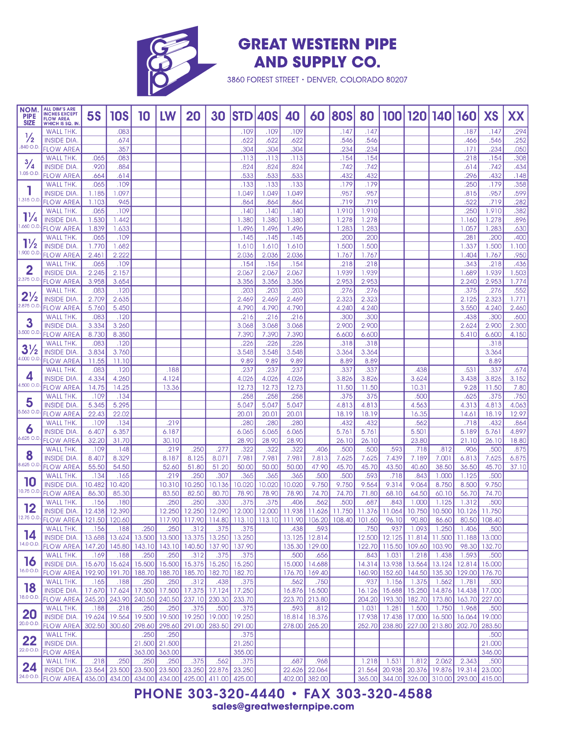# GREAT WESTERN PIPE AND SUPPLY CO.

3860 FOREST STREET • DENVER, COLORADO 80207

| NOM. PIPE SIZE | ALL DIM'S ARE INCHES EXCEPT FLOW AREA WHICH IS SQ. IN. | 5S | 10S | 10 | LW | 20 | 30 | STD | 40S | 40 | 60 | 80S | 80 | 100 | 120 | 140 | 160 | XS | XX |
|---|---|---|---|---|---|---|---|---|---|---|---|---|---|---|---|---|---|---|---|
| ½ | WALL THK. | | .083 | | | | | .109 | .109 | .109 | | .147 | .147 | | | | .187 | .147 | .294 |
| .840 O.D. | INSIDE DIA. | | .674 | | | | | .622 | .622 | .622 | | .546 | .546 | | | | .466 | .546 | .252 |
| | FLOW AREA | | .357 | | | | | .304 | .304 | .304 | | .234 | .234 | | | | .171 | .234 | .050 |
| ¾ | WALL THK. | .065 | .083 | | | | | .113 | .113 | .113 | | .154 | .154 | | | | .218 | .154 | .308 |
| 1.05 O.D. | INSIDE DIA. | .920 | .884 | | | | | .824 | .824 | .824 | | .742 | .742 | | | | .614 | .742 | .434 |
| | FLOW AREA | .664 | .614 | | | | | .533 | .533 | .533 | | .432 | .432 | | | | .296 | .432 | .148 |
| 1 | WALL THK. | .065 | .109 | | | | | .133 | .133 | .133 | | .179 | .179 | | | | .250 | .179 | .358 |
| 1.315 O.D. | INSIDE DIA. | 1.185 | 1.097 | | | | | 1.049 | 1.049 | 1.049 | | .957 | .957 | | | | .815 | .957 | .599 |
| | FLOW AREA | 1.103 | .945 | | | | | .864 | .864 | .864 | | .719 | .719 | | | | .522 | .719 | .282 |
| 1¼ | WALL THK. | .065 | .109 | | | | | .140 | .140 | .140 | | 1.910 | 1.910 | | | | .250 | 1.910 | .382 |
| 1.660 O.D. | INSIDE DIA. | 1.530 | 1.442 | | | | | 1.380 | 1.380 | 1.380 | | 1.278 | 1.278 | | | | 1.160 | 1.278 | .896 |
| | FLOW AREA | 1.839 | 1.633 | | | | | 1.496 | 1.496 | 1.496 | | 1.283 | 1.283 | | | | 1.057 | 1.283 | .630 |
| 1½ | WALL THK. | .065 | .109 | | | | | .145 | .145 | .145 | | .200 | .200 | | | | .281 | .200 | .400 |
| 1.900 O.D. | INSIDE DIA. | 1.770 | 1.682 | | | | | 1.610 | 1.610 | 1.610 | | 1.500 | 1.500 | | | | 1.337 | 1.500 | 1.100 |
| | FLOW AREA | 2.461 | 2.222 | | | | | 2.036 | 2.036 | 2.036 | | 1.767 | 1.767 | | | | 1.404 | 1.767 | .950 |
| 2 | WALL THK. | .065 | .109 | | | | | .154 | .154 | .154 | | .218 | .218 | | | | .343 | .218 | .436 |
| 2.375 O.D. | INSIDE DIA. | 2.245 | 2.157 | | | | | 2.067 | 2.067 | 2.067 | | 1.939 | 1.939 | | | | 1.689 | 1.939 | 1.503 |
| | FLOW AREA | 3.958 | 3.654 | | | | | 3.356 | 3.356 | 3.356 | | 2.953 | 2.953 | | | | 2.240 | 2.953 | 1.774 |
| 2½ | WALL THK. | .083 | .120 | | | | | .203 | .203 | .203 | | .276 | .276 | | | | .375 | .276 | .552 |
| 2.875 O.D. | INSIDE DIA. | 2.709 | 2.635 | | | | | 2.469 | 2.469 | 2.469 | | 2.323 | 2.323 | | | | 2.125 | 2.323 | 1.771 |
| | FLOW AREA | 5.760 | 5.450 | | | | | 4.790 | 4.790 | 4.790 | | 4.240 | 4.240 | | | | 3.550 | 4.240 | 2.460 |
| 3 | WALL THK. | .083 | .120 | | | | | .216 | .216 | .216 | | .300 | .300 | | | | .438 | .300 | .600 |
| 3.500 O.D. | INSIDE DIA. | 3.334 | 3.260 | | | | | 3.068 | 3.068 | 3.068 | | 2.900 | 2.900 | | | | 2.624 | 2.900 | 2.300 |
| | FLOW AREA | 8.730 | 8.350 | | | | | 7.390 | 7.390 | 7.390 | | 6.600 | 6.600 | | | | 5.410 | 6.600 | 4.150 |
| 3½ | WALL THK. | .083 | .120 | | | | | .226 | .226 | .226 | | .318 | .318 | | | | | .318 | |
| 4.000 O.D. | INSIDE DIA. | 3.834 | 3.760 | | | | | 3.548 | 3.548 | 3.548 | | 3.364 | 3.364 | | | | | 3.364 | |
| | FLOW AREA | 11.55 | 11.10 | | | | | 9.89 | 9.89 | 9.89 | | 8.89 | 8.89 | | | | | 8.89 | |
| 4 | WALL THK. | .083 | .120 | | .188 | | | .237 | .237 | .237 | | .337 | .337 | | .438 | | .531 | .337 | .674 |
| 4.500 O.D. | INSIDE DIA. | 4.334 | 4.260 | | 4.124 | | | 4.026 | 4.026 | 4.026 | | 3.826 | 3.826 | | 3.624 | | 3.438 | 3.826 | 3.152 |
| | FLOW AREA | 14.75 | 14.25 | | 13.36 | | | 12.73 | 12.73 | 12.73 | | 11.50 | 11.50 | | 10.31 | | 9.28 | 11.50 | 7.80 |
| 5 | WALL THK. | .109 | .134 | | | | | .258 | .258 | .258 | | .375 | 375 | | .500 | | .625 | .375 | .750 |
| 5.563 O.D. | INSIDE DIA. | 5.345 | 5.295 | | | | | 5.047 | 5.047 | 5.047 | | 4.813 | 4.813 | | 4.563 | | 4.313 | 4.813 | 4.063 |
| | FLOW AREA | 22.43 | 22.02 | | | | | 20.01 | 20.01 | 20.01 | | 18.19 | 18.19 | | 16.35 | | 14.61 | 18.19 | 12.97 |
| 6 | WALL THK. | .109 | .134 | | .219 | | | .280 | .280 | .280 | | .432 | .432 | | .562 | | .718 | .432 | .864 |
| 6.625 O.D. | INSIDE DIA. | 6.407 | 6.357 | | 6.187 | | | 6.065 | 6.065 | 6.065 | | 5.761 | 5.761 | | 5.501 | | 5.189 | 5.761 | 4.897 |
| | FLOW AREA | 32.20 | 31.70 | | 30.10 | | | 28.90 | 28.90 | 28.90 | | 26.10 | 26.10 | | 23.80 | | 21.10 | 26.10 | 18.80 |
| 8 | WALL THK. | .109 | .148 | | .219 | .250 | .277 | .322 | .322 | .322 | .406 | .500 | .500 | .593 | .718 | .812 | .906 | .500 | .875 |
| 8.625 O.D. | INSIDE DIA. | 8.407 | 8.329 | | 8.187 | 8.125 | 8.071 | 7.981 | 7.981 | 7.981 | 7.813 | 7.625 | 7.625 | 7.439 | 7.189 | 7.001 | 6.813 | 7.625 | 6.875 |
| | FLOW AREA | 55.50 | 54.50 | | 52.60 | 51.80 | 51.20 | 50.00 | 50.00 | 50.00 | 47.90 | 45.70 | 45.70 | 43.50 | 40.60 | 38.50 | 36.50 | 45.70 | 37.10 |
| 10 | WALL THK. | .134 | .165 | | .219 | .250 | .307 | .365 | .365 | .365 | .500 | .500 | .593 | .718 | .843 | 1.000 | 1.125 | .500 | |
| 10.75 O.D. | INSIDE DIA. | 10.482 | 10.420 | | 10.310 | 10.250 | 10.136 | 10.020 | 10.020 | 10.020 | 9.750 | 9.750 | 9.564 | 9.314 | 9.064 | 8.750 | 8.500 | 9.750 | |
| | FLOW AREA | 86.30 | 85.30 | | 83.50 | 82.50 | 80.70 | 78.90 | 78.90 | 78.90 | 74.70 | 74.70 | 71.80 | 68.10 | 64.50 | 60.10 | 56.70 | 74.70 | |
| 12 | WALL THK. | .156 | .180 | | .250 | .250 | .330 | .375 | .375 | .406 | .562 | .500 | .687 | .843 | 1.000 | 1.125 | 1.312 | .500 | |
| 12.75 O.D. | INSIDE DIA. | 12.438 | 12.390 | | 12.250 | 12.250 | 12.090 | 12.000 | 12.000 | 11.938 | 11.626 | 11.750 | 11.376 | 11.064 | 10.750 | 10.500 | 10.126 | 11.750 | |
| | FLOW AREA | 121.50 | 120.60 | | 117.90 | 117.90 | 114.80 | 113.10 | 113.10 | 111.90 | 106.20 | 108.40 | 101.60 | 96.10 | 90.80 | 86.60 | 80.50 | 108.40 | |
| 14 | WALL THK. | .156 | .188 | .250 | .250 | .312 | .375 | .375 | | .438 | .593 | | .750 | .937 | 1.093 | 1.250 | 1.406 | .500 | |
| 14.0 O.D. | INSIDE DIA. | 13.688 | 13.624 | 13.500 | 13.500 | 13.375 | 13.250 | 13.250 | | 13.125 | 12.814 | | 12.500 | 12.125 | 11.814 | 11.500 | 11.188 | 13.000 | |
| | FLOW AREA | 147.20 | 145.80 | 143.10 | 143.10 | 140.50 | 137.90 | 137.90 | | 135.30 | 129.00 | | 122.70 | 115.50 | 109.60 | 103.90 | 98.30 | 132.70 | |
| 16 | WALL THK. | .169 | .188 | .250 | .250 | .312 | .375 | .375 | | .500 | .656 | | .843 | 1.031 | 1.218 | 1.438 | 1.593 | .500 | |
| 16.0 O.D. | INSIDE DIA. | 15.670 | 15.624 | 15.500 | 15.500 | 15.375 | 15.250 | 15.250 | | 15.000 | 14.688 | | 14.314 | 13.938 | 13.564 | 13.124 | 12.814 | 15.000 | |
| | FLOW AREA | 192.90 | 191.70 | 188.70 | 188.70 | 185.70 | 182.70 | 182.70 | | 176.70 | 169.40 | | 160.90 | 152.60 | 144.50 | 135.30 | 129.00 | 176.70 | |
| 18 | WALL THK. | .165 | .188 | .250 | .250 | .312 | .438 | .375 | | .562 | .750 | | .937 | 1.156 | 1.375 | 1.562 | 1.781 | .500 | |
| 18.0 O.D. | INSIDE DIA. | 17.670 | 17.624 | 17.500 | 17.500 | 17.375 | 17.124 | 17.250 | | 16.876 | 16.500 | | 16.126 | 15.688 | 15.250 | 14.876 | 14.438 | 17.000 | |
| | FLOW AREA | 245.20 | 243.90 | 240.50 | 240.50 | 237.10 | 230.30 | 233.70 | | 223.70 | 213.80 | | 204.20 | 193.30 | 182.70 | 173.80 | 163.70 | 227.00 | |
| 20 | WALL THK. | .188 | .218 | .250 | .250 | .375 | .500 | .375 | | .593 | .812 | | 1.031 | 1.281 | 1.500 | 1.750 | 1.968 | .500 | |
| 20.0 O.D. | INSIDE DIA. | 19.624 | 19.564 | 19.500 | 19.500 | 19.250 | 19.000 | 19.250 | | 18.814 | 18.376 | | 17.938 | 17.438 | 17.000 | 16.500 | 16.064 | 19.000 | |
| | FLOW AREA | 302.50 | 300.60 | 298.60 | 298.60 | 291.00 | 283.50 | 291.00 | | 278.00 | 265.20 | | 252.70 | 238.80 | 227.00 | 213.80 | 202.70 | 283.50 | |
| 22 | WALL THK. | | | .250 | .250 | | | .375 | | | | | | | | | | .500 | |
| 22.0 O.D. | INSIDE DIA. | | | 21.500 | 21.500 | | | 21.250 | | | | | | | | | | 21.000 | |
| | FLOW AREA | | | 363.00 | 363.00 | | | 355.00 | | | | | | | | | | 346.00 | |
| 24 | WALL THK. | .218 | .250 | .250 | .250 | .375 | .562 | .375 | | .687 | .968 | | 1.218 | 1.531 | 1.812 | 2.062 | 2.343 | .500 | |
| 24.0 O.D. | INSIDE DIA. | 23.564 | 23.500 | 23.500 | 23.500 | 23.250 | 22.876 | 23.250 | | 22.626 | 22.064 | | 21.564 | 20.938 | 20.376 | 19.876 | 19.314 | 23.000 | |
| | FLOW AREA | 436.00 | 434.00 | 434.00 | 434.00 | 425.00 | 411.00 | 425.00 | | 402.00 | 382.00 | | 365.00 | 344.00 | 326.00 | 310.00 | 293.00 | 415.00 | |

**PHONE 303-320-4440 • FAX 303-320-4588**

**sales@greatwesternpipe.com**